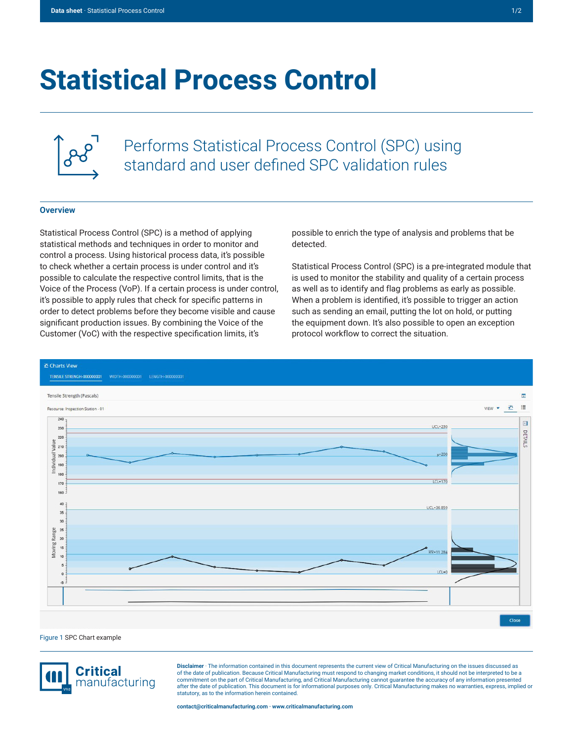# Statistical Process Control

Performs Statistical Process Control (SPC) using standard and user defined SPC validation rules

## Overview

Statistical Process Control (SPC) is a method of applying statistical methods and techniques in order to monitor and control a process. Using historical process data, it's possible to check whether a certain process is under control and it's possible to calculate the respective control limits, that is the Voice of the Process (VoP). If a certain process is under control, it's possible to apply rules that check for specific patterns in order to detect problems before they become visible and cause significant production issues. By combining the Voice of the Customer (VoC) with the respective specification limits, it's possible to enrich the type of analysis and problems that be detected.

Statistical Process Control (SPC) is a pre-integrated module that is used to monitor the stability and quality of a certain process as well as to identify and flag problems as early as possible. When a problem is identified, it's possible to trigger an action such as sending an email, putting the lot on hold, or putting the equipment down. It's also possible to open an exception protocol workflow to correct the situation.

Figure 1 SPC Chart example

**Disclaimer** · The information contained in this document represents the current view of Critical Manufacturing on the issues discussed as of the date of publication. Because Critical Manufacturing must respond to changing market conditions, it should not be interpreted to be a commitment on the part of Critical Manufacturing, and Critical Manufacturing cannot guarantee the accuracy of any information presented after the date of publication. This document is for informational purposes only. Critical Manufacturing makes no warranties, express, implied or statutory, as to the information herein contained.

**contact@criticalmanufacturing.com · www.criticalmanufacturing.com**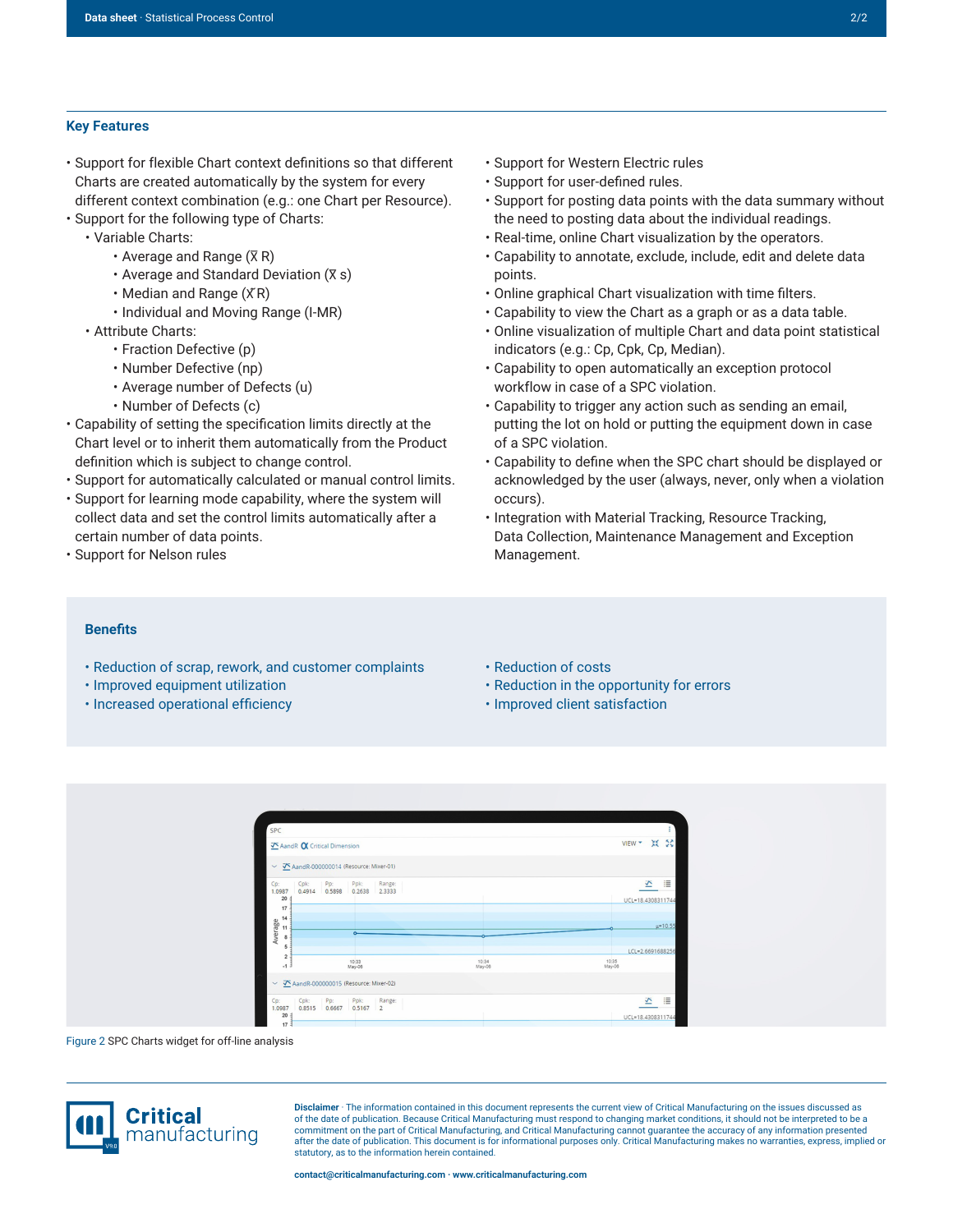## Key Features

- Support for flexible Chart context definitions so that different Charts are created automatically by the system for every different context combination (e.g.: one Chart per Resource).
- Support for the following type of Charts:
  - Variable Charts:
    - Average and Range ($\bar{X}$ R)
    - Average and Standard Deviation ($\bar{X}$ s)
    - Median and Range ($\tilde{X}$ R)
    - Individual and Moving Range (I-MR)
  - Attribute Charts:
    - Fraction Defective (p)
    - Number Defective (np)
    - Average number of Defects (u)
    - Number of Defects (c)
- Capability of setting the specification limits directly at the Chart level or to inherit them automatically from the Product definition which is subject to change control.
- Support for automatically calculated or manual control limits.
- Support for learning mode capability, where the system will collect data and set the control limits automatically after a certain number of data points.
- Support for Nelson rules
- Support for Western Electric rules
- Support for user-defined rules.
- Support for posting data points with the data summary without the need to posting data about the individual readings.
- Real-time, online Chart visualization by the operators.
- Capability to annotate, exclude, include, edit and delete data points.
- Online graphical Chart visualization with time filters.
- Capability to view the Chart as a graph or as a data table.
- Online visualization of multiple Chart and data point statistical indicators (e.g.: Cp, Cpk, Cp, Median).
- Capability to open automatically an exception protocol workflow in case of a SPC violation.
- Capability to trigger any action such as sending an email, putting the lot on hold or putting the equipment down in case of a SPC violation.
- Capability to define when the SPC chart should be displayed or acknowledged by the user (always, never, only when a violation occurs).
- Integration with Material Tracking, Resource Tracking, Data Collection, Maintenance Management and Exception Management.

### Benefits

- Reduction of scrap, rework, and customer complaints
- Improved equipment utilization
- Increased operational efficiency
- Reduction of costs
- Reduction in the opportunity for errors
- Improved client satisfaction

Figure 2 SPC Charts widget for off-line analysis

**Disclaimer** · The information contained in this document represents the current view of Critical Manufacturing on the issues discussed as of the date of publication. Because Critical Manufacturing must respond to changing market conditions, it should not be interpreted to be a commitment on the part of Critical Manufacturing, and Critical Manufacturing cannot guarantee the accuracy of any information presented after the date of publication. This document is for informational purposes only. Critical Manufacturing makes no warranties, express, implied or statutory, as to the information herein contained.

**contact@criticalmanufacturing.com · www.criticalmanufacturing.com**